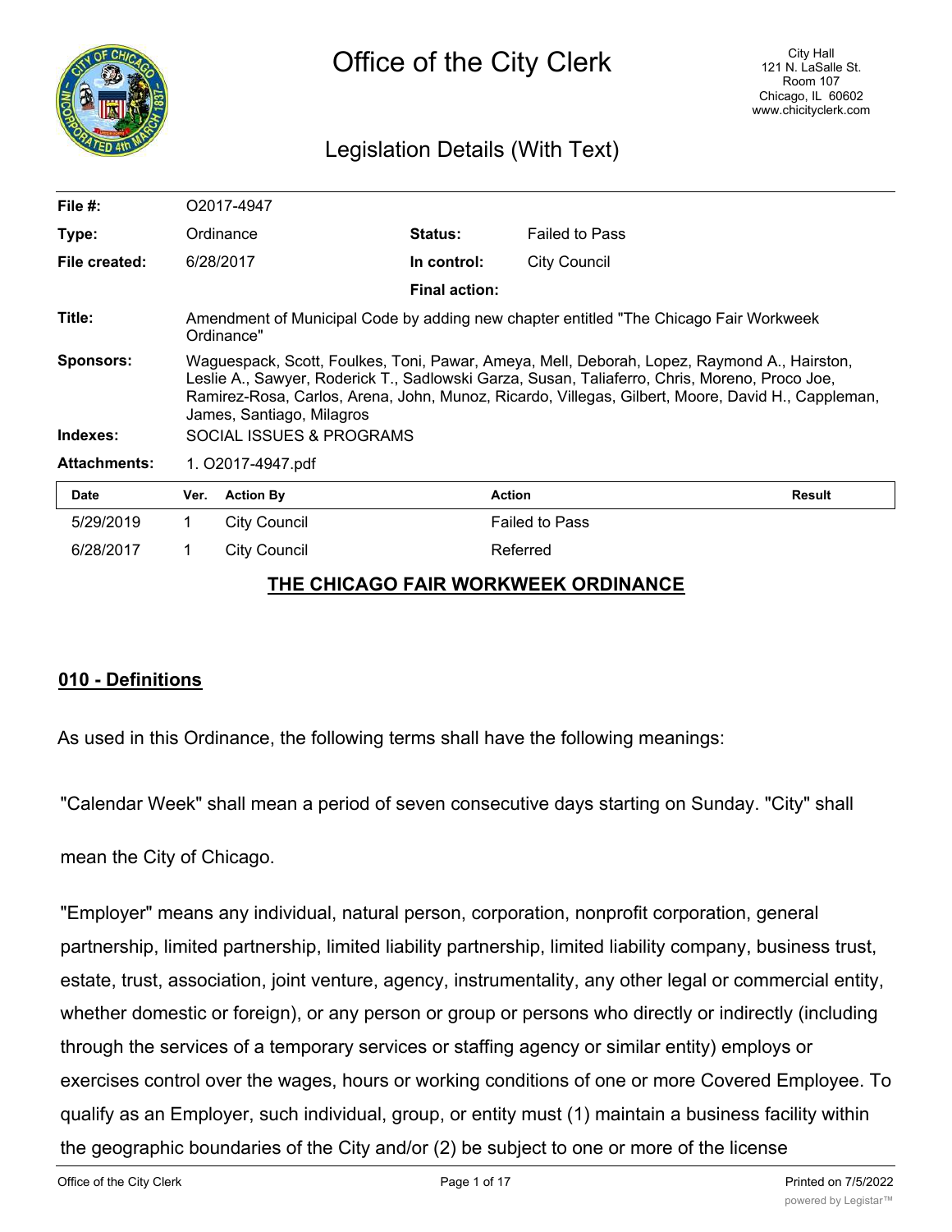# Office of the City Clerk

City Hall
121 N. LaSalle St.
Room 107
Chicago, IL 60602
www.chicityclerk.com

## Legislation Details (With Text)

| | | | |
|---|---|---|---|
| **File #:** | O2017-4947 | | |
| **Type:** | Ordinance | **Status:** | Failed to Pass |
| **File created:** | 6/28/2017 | **In control:** | City Council |
| | | **Final action:** | |
| **Title:** | Amendment of Municipal Code by adding new chapter entitled "The Chicago Fair Workweek Ordinance" | | |
| **Sponsors:** | Waguespack, Scott, Foulkes, Toni, Pawar, Ameya, Mell, Deborah, Lopez, Raymond A., Hairston, Leslie A., Sawyer, Roderick T., Sadlowski Garza, Susan, Taliaferro, Chris, Moreno, Proco Joe, Ramirez-Rosa, Carlos, Arena, John, Munoz, Ricardo, Villegas, Gilbert, Moore, David H., Cappleman, James, Santiago, Milagros | | |
| **Indexes:** | SOCIAL ISSUES & PROGRAMS | | |
| **Attachments:** | 1. O2017-4947.pdf | | |

| Date | Ver. | Action By | Action | Result |
|---|---|---|---|---|
| 5/29/2019 | 1 | City Council | Failed to Pass | |
| 6/28/2017 | 1 | City Council | Referred | |

## THE CHICAGO FAIR WORKWEEK ORDINANCE

### 010 - Definitions

As used in this Ordinance, the following terms shall have the following meanings:

"Calendar Week" shall mean a period of seven consecutive days starting on Sunday. "City" shall mean the City of Chicago.

"Employer" means any individual, natural person, corporation, nonprofit corporation, general partnership, limited partnership, limited liability partnership, limited liability company, business trust, estate, trust, association, joint venture, agency, instrumentality, any other legal or commercial entity, whether domestic or foreign), or any person or group or persons who directly or indirectly (including through the services of a temporary services or staffing agency or similar entity) employs or exercises control over the wages, hours or working conditions of one or more Covered Employee. To qualify as an Employer, such individual, group, or entity must (1) maintain a business facility within the geographic boundaries of the City and/or (2) be subject to one or more of the license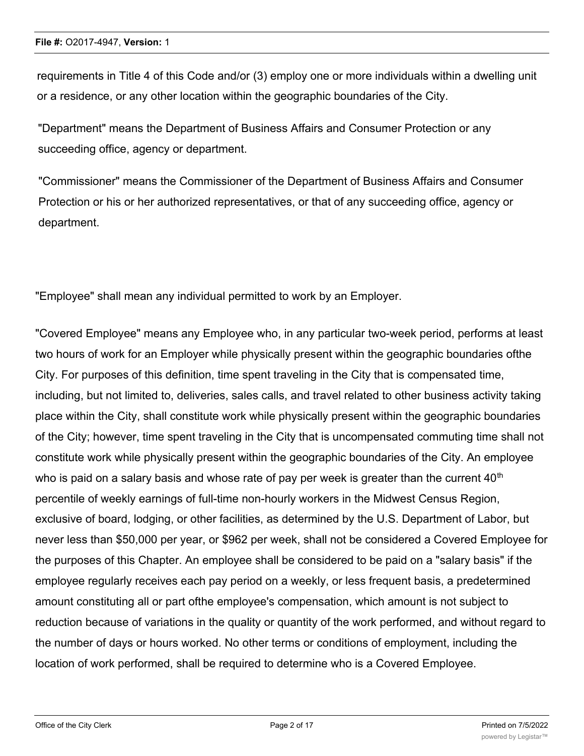requirements in Title 4 of this Code and/or (3) employ one or more individuals within a dwelling unit or a residence, or any other location within the geographic boundaries of the City.

"Department" means the Department of Business Affairs and Consumer Protection or any succeeding office, agency or department.

"Commissioner" means the Commissioner of the Department of Business Affairs and Consumer Protection or his or her authorized representatives, or that of any succeeding office, agency or department.

"Employee" shall mean any individual permitted to work by an Employer.

"Covered Employee" means any Employee who, in any particular two-week period, performs at least two hours of work for an Employer while physically present within the geographic boundaries ofthe City. For purposes of this definition, time spent traveling in the City that is compensated time, including, but not limited to, deliveries, sales calls, and travel related to other business activity taking place within the City, shall constitute work while physically present within the geographic boundaries of the City; however, time spent traveling in the City that is uncompensated commuting time shall not constitute work while physically present within the geographic boundaries of the City. An employee who is paid on a salary basis and whose rate of pay per week is greater than the current 40th percentile of weekly earnings of full-time non-hourly workers in the Midwest Census Region, exclusive of board, lodging, or other facilities, as determined by the U.S. Department of Labor, but never less than $50,000 per year, or $962 per week, shall not be considered a Covered Employee for the purposes of this Chapter. An employee shall be considered to be paid on a "salary basis" if the employee regularly receives each pay period on a weekly, or less frequent basis, a predetermined amount constituting all or part ofthe employee's compensation, which amount is not subject to reduction because of variations in the quality or quantity of the work performed, and without regard to the number of days or hours worked. No other terms or conditions of employment, including the location of work performed, shall be required to determine who is a Covered Employee.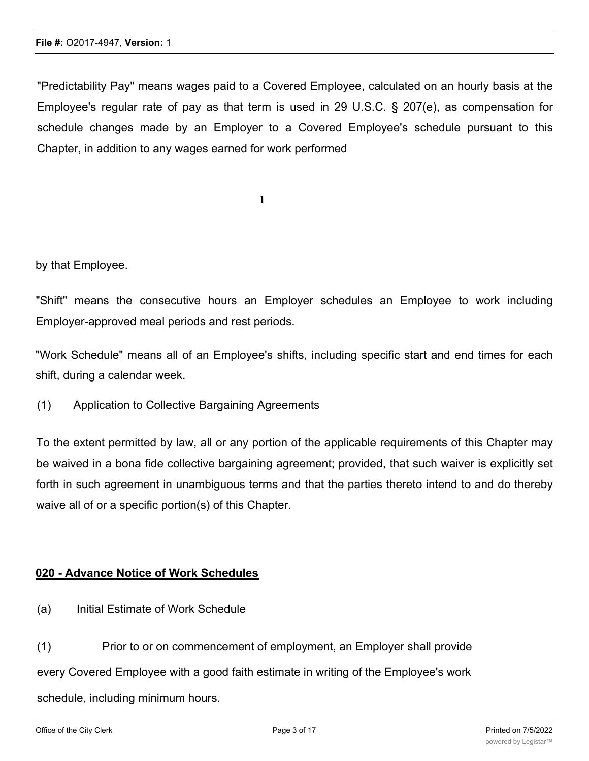"Predictability Pay" means wages paid to a Covered Employee, calculated on an hourly basis at the Employee's regular rate of pay as that term is used in 29 U.S.C. § 207(e), as compensation for schedule changes made by an Employer to a Covered Employee's schedule pursuant to this Chapter, in addition to any wages earned for work performed by that Employee.

"Shift" means the consecutive hours an Employer schedules an Employee to work including Employer-approved meal periods and rest periods.

"Work Schedule" means all of an Employee's shifts, including specific start and end times for each shift, during a calendar week.

(1) Application to Collective Bargaining Agreements

To the extent permitted by law, all or any portion of the applicable requirements of this Chapter may be waived in a bona fide collective bargaining agreement; provided, that such waiver is explicitly set forth in such agreement in unambiguous terms and that the parties thereto intend to and do thereby waive all of or a specific portion(s) of this Chapter.

## 020 - Advance Notice of Work Schedules

(a) Initial Estimate of Work Schedule

(1) Prior to or on commencement of employment, an Employer shall provide every Covered Employee with a good faith estimate in writing of the Employee's work schedule, including minimum hours.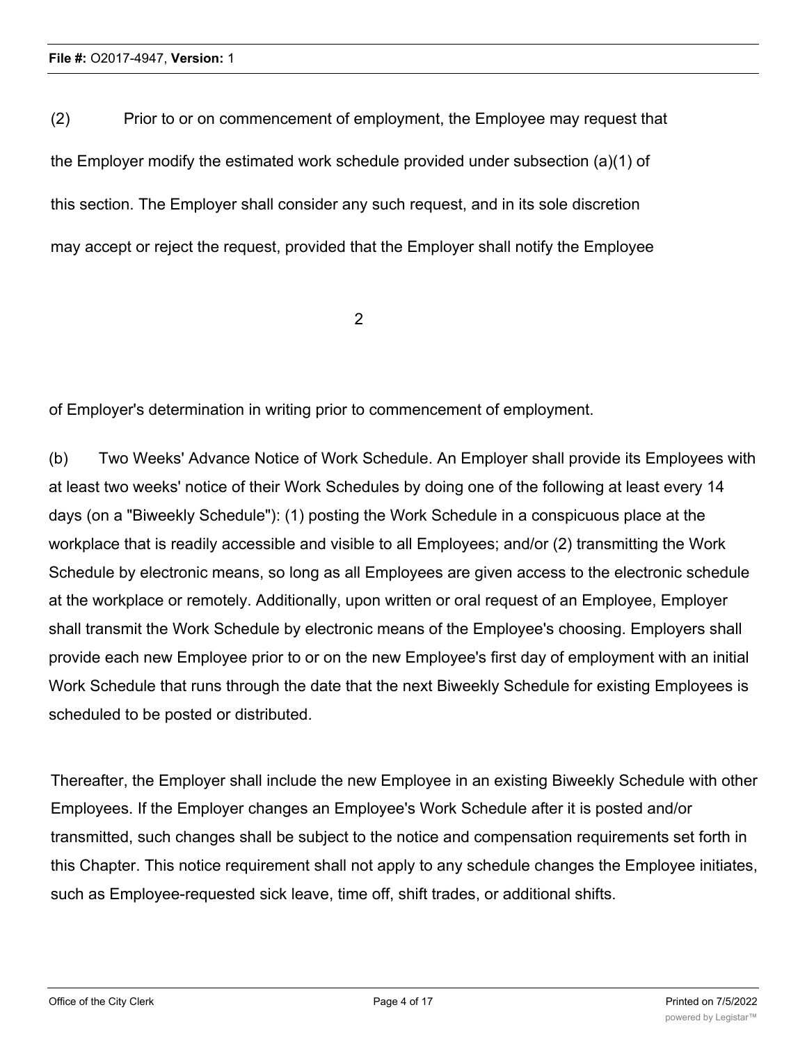(2) Prior to or on commencement of employment, the Employee may request that the Employer modify the estimated work schedule provided under subsection (a)(1) of this section. The Employer shall consider any such request, and in its sole discretion may accept or reject the request, provided that the Employer shall notify the Employee of Employer's determination in writing prior to commencement of employment.

(b) Two Weeks' Advance Notice of Work Schedule. An Employer shall provide its Employees with at least two weeks' notice of their Work Schedules by doing one of the following at least every 14 days (on a "Biweekly Schedule"): (1) posting the Work Schedule in a conspicuous place at the workplace that is readily accessible and visible to all Employees; and/or (2) transmitting the Work Schedule by electronic means, so long as all Employees are given access to the electronic schedule at the workplace or remotely. Additionally, upon written or oral request of an Employee, Employer shall transmit the Work Schedule by electronic means of the Employee's choosing. Employers shall provide each new Employee prior to or on the new Employee's first day of employment with an initial Work Schedule that runs through the date that the next Biweekly Schedule for existing Employees is scheduled to be posted or distributed.

Thereafter, the Employer shall include the new Employee in an existing Biweekly Schedule with other Employees. If the Employer changes an Employee's Work Schedule after it is posted and/or transmitted, such changes shall be subject to the notice and compensation requirements set forth in this Chapter. This notice requirement shall not apply to any schedule changes the Employee initiates, such as Employee-requested sick leave, time off, shift trades, or additional shifts.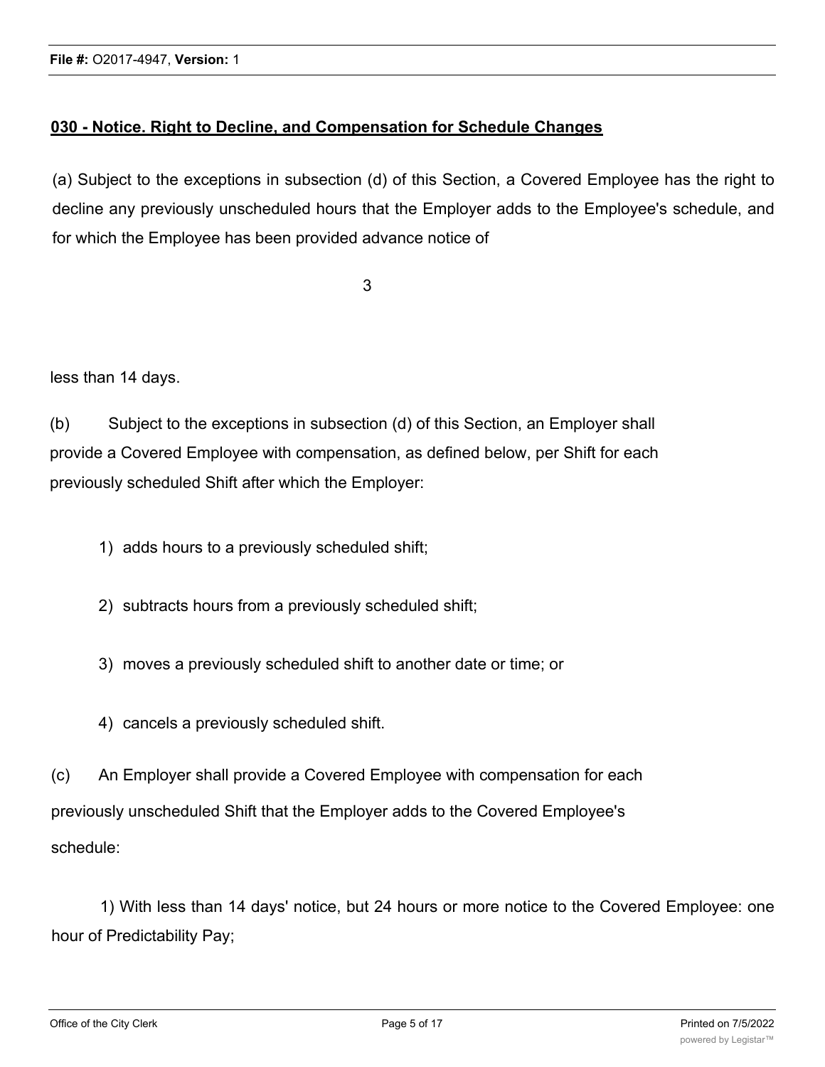**030 - Notice. Right to Decline, and Compensation for Schedule Changes**

(a) Subject to the exceptions in subsection (d) of this Section, a Covered Employee has the right to decline any previously unscheduled hours that the Employer adds to the Employee's schedule, and for which the Employee has been provided advance notice of less than 14 days.

(b) Subject to the exceptions in subsection (d) of this Section, an Employer shall provide a Covered Employee with compensation, as defined below, per Shift for each previously scheduled Shift after which the Employer:

1) adds hours to a previously scheduled shift;

2) subtracts hours from a previously scheduled shift;

3) moves a previously scheduled shift to another date or time; or

4) cancels a previously scheduled shift.

(c) An Employer shall provide a Covered Employee with compensation for each previously unscheduled Shift that the Employer adds to the Covered Employee's schedule:

1) With less than 14 days' notice, but 24 hours or more notice to the Covered Employee: one hour of Predictability Pay;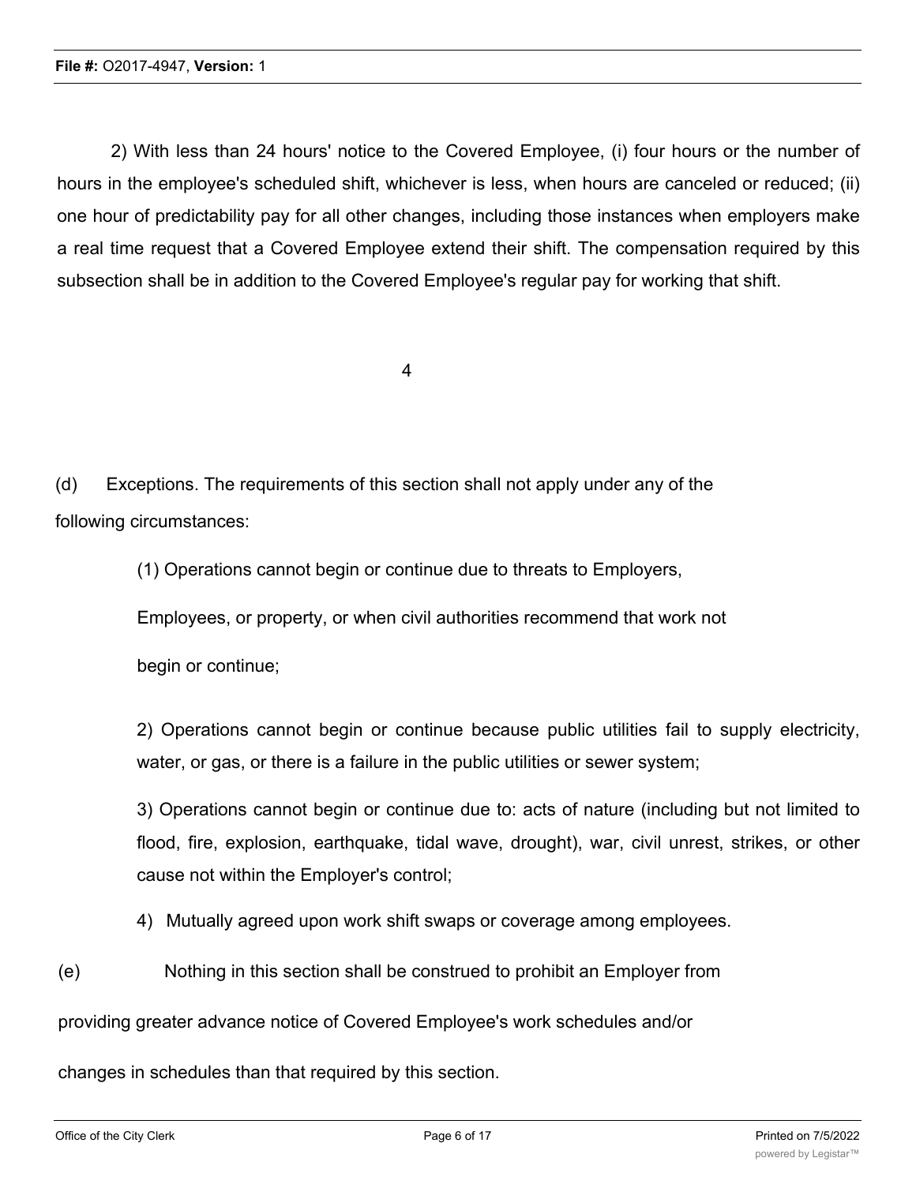2) With less than 24 hours' notice to the Covered Employee, (i) four hours or the number of hours in the employee's scheduled shift, whichever is less, when hours are canceled or reduced; (ii) one hour of predictability pay for all other changes, including those instances when employers make a real time request that a Covered Employee extend their shift. The compensation required by this subsection shall be in addition to the Covered Employee's regular pay for working that shift.

(d) Exceptions. The requirements of this section shall not apply under any of the following circumstances:

(1) Operations cannot begin or continue due to threats to Employers, Employees, or property, or when civil authorities recommend that work not begin or continue;

2) Operations cannot begin or continue because public utilities fail to supply electricity, water, or gas, or there is a failure in the public utilities or sewer system;

3) Operations cannot begin or continue due to: acts of nature (including but not limited to flood, fire, explosion, earthquake, tidal wave, drought), war, civil unrest, strikes, or other cause not within the Employer's control;

4) Mutually agreed upon work shift swaps or coverage among employees.

(e) Nothing in this section shall be construed to prohibit an Employer from providing greater advance notice of Covered Employee's work schedules and/or changes in schedules than that required by this section.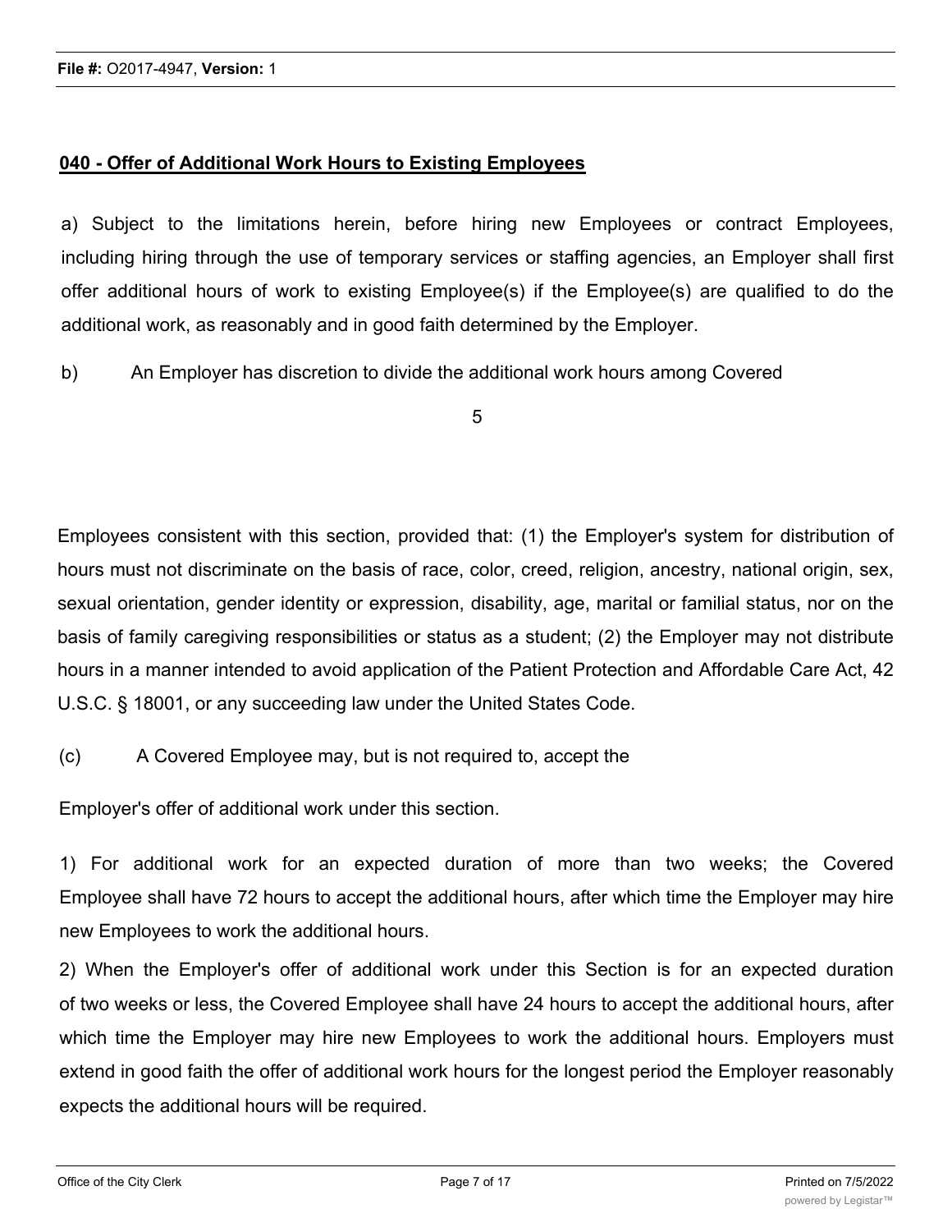## 040 - Offer of Additional Work Hours to Existing Employees

a) Subject to the limitations herein, before hiring new Employees or contract Employees, including hiring through the use of temporary services or staffing agencies, an Employer shall first offer additional hours of work to existing Employee(s) if the Employee(s) are qualified to do the additional work, as reasonably and in good faith determined by the Employer.

b) An Employer has discretion to divide the additional work hours among Covered Employees consistent with this section, provided that: (1) the Employer's system for distribution of hours must not discriminate on the basis of race, color, creed, religion, ancestry, national origin, sex, sexual orientation, gender identity or expression, disability, age, marital or familial status, nor on the basis of family caregiving responsibilities or status as a student; (2) the Employer may not distribute hours in a manner intended to avoid application of the Patient Protection and Affordable Care Act, 42 U.S.C. § 18001, or any succeeding law under the United States Code.

(c) A Covered Employee may, but is not required to, accept the Employer's offer of additional work under this section.

1) For additional work for an expected duration of more than two weeks; the Covered Employee shall have 72 hours to accept the additional hours, after which time the Employer may hire new Employees to work the additional hours.

2) When the Employer's offer of additional work under this Section is for an expected duration of two weeks or less, the Covered Employee shall have 24 hours to accept the additional hours, after which time the Employer may hire new Employees to work the additional hours. Employers must extend in good faith the offer of additional work hours for the longest period the Employer reasonably expects the additional hours will be required.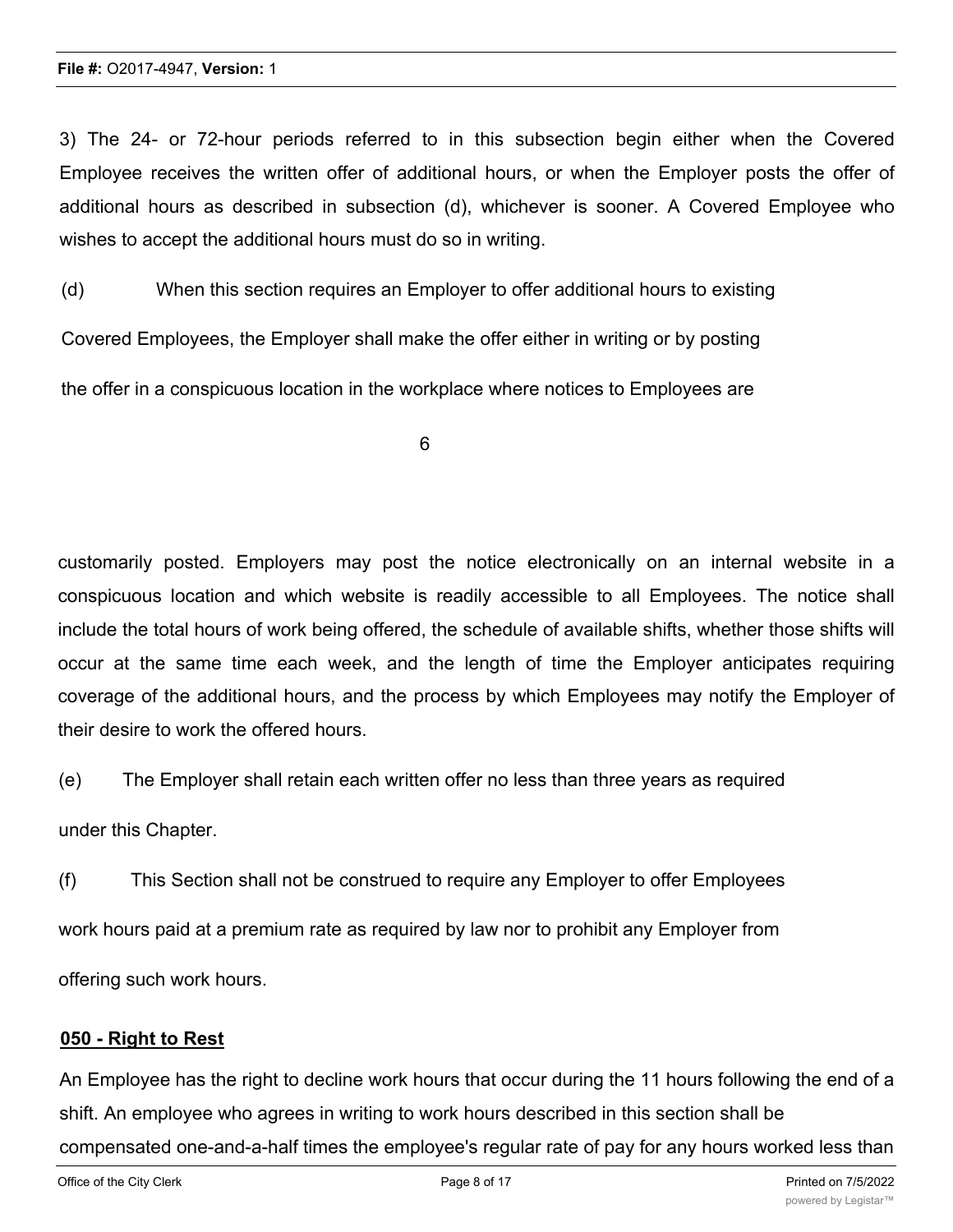3) The 24- or 72-hour periods referred to in this subsection begin either when the Covered Employee receives the written offer of additional hours, or when the Employer posts the offer of additional hours as described in subsection (d), whichever is sooner. A Covered Employee who wishes to accept the additional hours must do so in writing.

(d) When this section requires an Employer to offer additional hours to existing Covered Employees, the Employer shall make the offer either in writing or by posting the offer in a conspicuous location in the workplace where notices to Employees are customarily posted. Employers may post the notice electronically on an internal website in a conspicuous location and which website is readily accessible to all Employees. The notice shall include the total hours of work being offered, the schedule of available shifts, whether those shifts will occur at the same time each week, and the length of time the Employer anticipates requiring coverage of the additional hours, and the process by which Employees may notify the Employer of their desire to work the offered hours.

(e) The Employer shall retain each written offer no less than three years as required under this Chapter.

(f) This Section shall not be construed to require any Employer to offer Employees work hours paid at a premium rate as required by law nor to prohibit any Employer from offering such work hours.

**050 - Right to Rest**

An Employee has the right to decline work hours that occur during the 11 hours following the end of a shift. An employee who agrees in writing to work hours described in this section shall be compensated one-and-a-half times the employee's regular rate of pay for any hours worked less than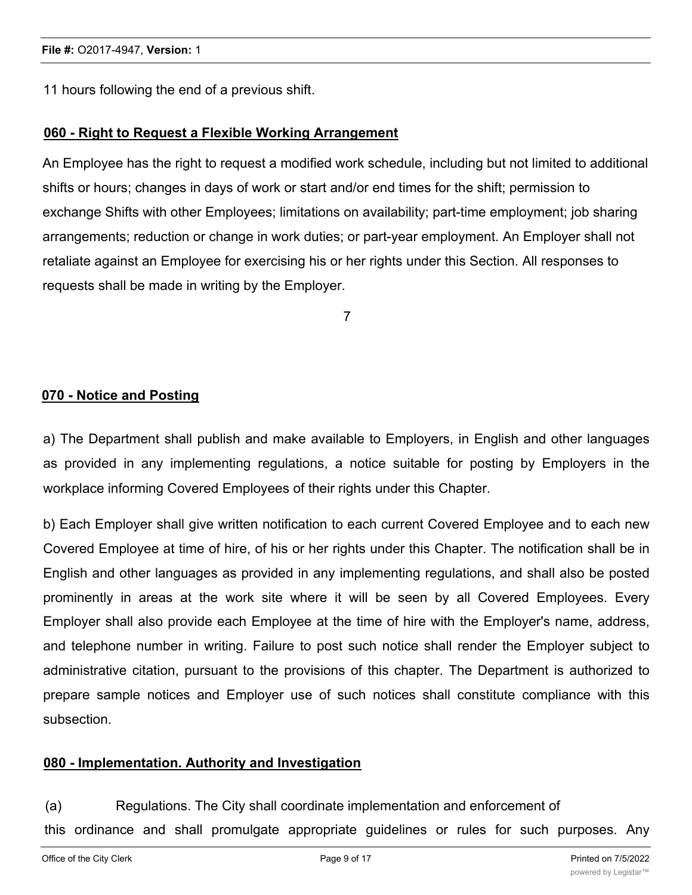11 hours following the end of a previous shift.

**060 - Right to Request a Flexible Working Arrangement**

An Employee has the right to request a modified work schedule, including but not limited to additional shifts or hours; changes in days of work or start and/or end times for the shift; permission to exchange Shifts with other Employees; limitations on availability; part-time employment; job sharing arrangements; reduction or change in work duties; or part-year employment. An Employer shall not retaliate against an Employee for exercising his or her rights under this Section. All responses to requests shall be made in writing by the Employer.

**070 - Notice and Posting**

a) The Department shall publish and make available to Employers, in English and other languages as provided in any implementing regulations, a notice suitable for posting by Employers in the workplace informing Covered Employees of their rights under this Chapter.

b) Each Employer shall give written notification to each current Covered Employee and to each new Covered Employee at time of hire, of his or her rights under this Chapter. The notification shall be in English and other languages as provided in any implementing regulations, and shall also be posted prominently in areas at the work site where it will be seen by all Covered Employees. Every Employer shall also provide each Employee at the time of hire with the Employer's name, address, and telephone number in writing. Failure to post such notice shall render the Employer subject to administrative citation, pursuant to the provisions of this chapter. The Department is authorized to prepare sample notices and Employer use of such notices shall constitute compliance with this subsection.

**080 - Implementation. Authority and Investigation**

(a) Regulations. The City shall coordinate implementation and enforcement of this ordinance and shall promulgate appropriate guidelines or rules for such purposes. Any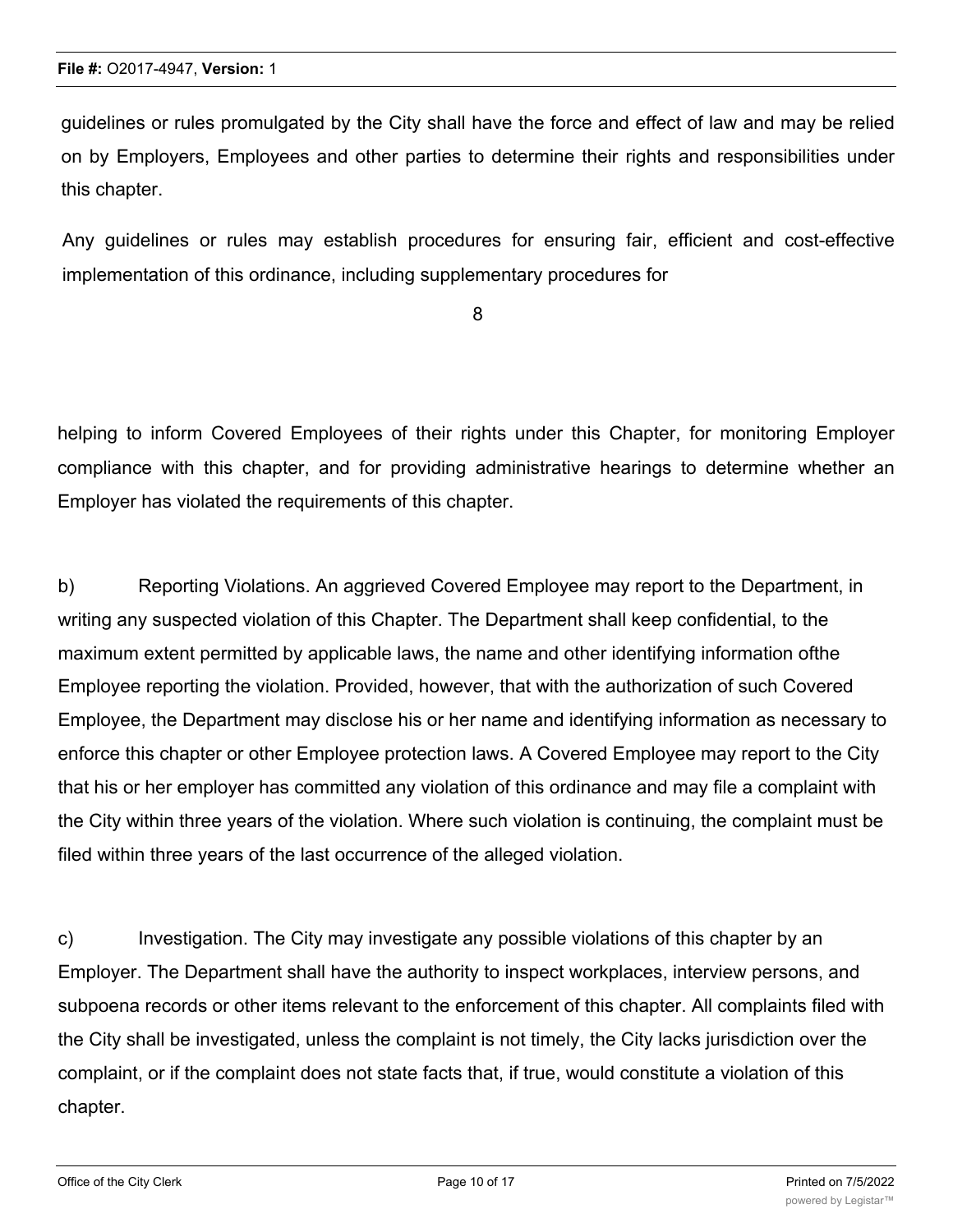guidelines or rules promulgated by the City shall have the force and effect of law and may be relied on by Employers, Employees and other parties to determine their rights and responsibilities under this chapter.

Any guidelines or rules may establish procedures for ensuring fair, efficient and cost-effective implementation of this ordinance, including supplementary procedures for

helping to inform Covered Employees of their rights under this Chapter, for monitoring Employer compliance with this chapter, and for providing administrative hearings to determine whether an Employer has violated the requirements of this chapter.

b) Reporting Violations. An aggrieved Covered Employee may report to the Department, in writing any suspected violation of this Chapter. The Department shall keep confidential, to the maximum extent permitted by applicable laws, the name and other identifying information ofthe Employee reporting the violation. Provided, however, that with the authorization of such Covered Employee, the Department may disclose his or her name and identifying information as necessary to enforce this chapter or other Employee protection laws. A Covered Employee may report to the City that his or her employer has committed any violation of this ordinance and may file a complaint with the City within three years of the violation. Where such violation is continuing, the complaint must be filed within three years of the last occurrence of the alleged violation.

c) Investigation. The City may investigate any possible violations of this chapter by an Employer. The Department shall have the authority to inspect workplaces, interview persons, and subpoena records or other items relevant to the enforcement of this chapter. All complaints filed with the City shall be investigated, unless the complaint is not timely, the City lacks jurisdiction over the complaint, or if the complaint does not state facts that, if true, would constitute a violation of this chapter.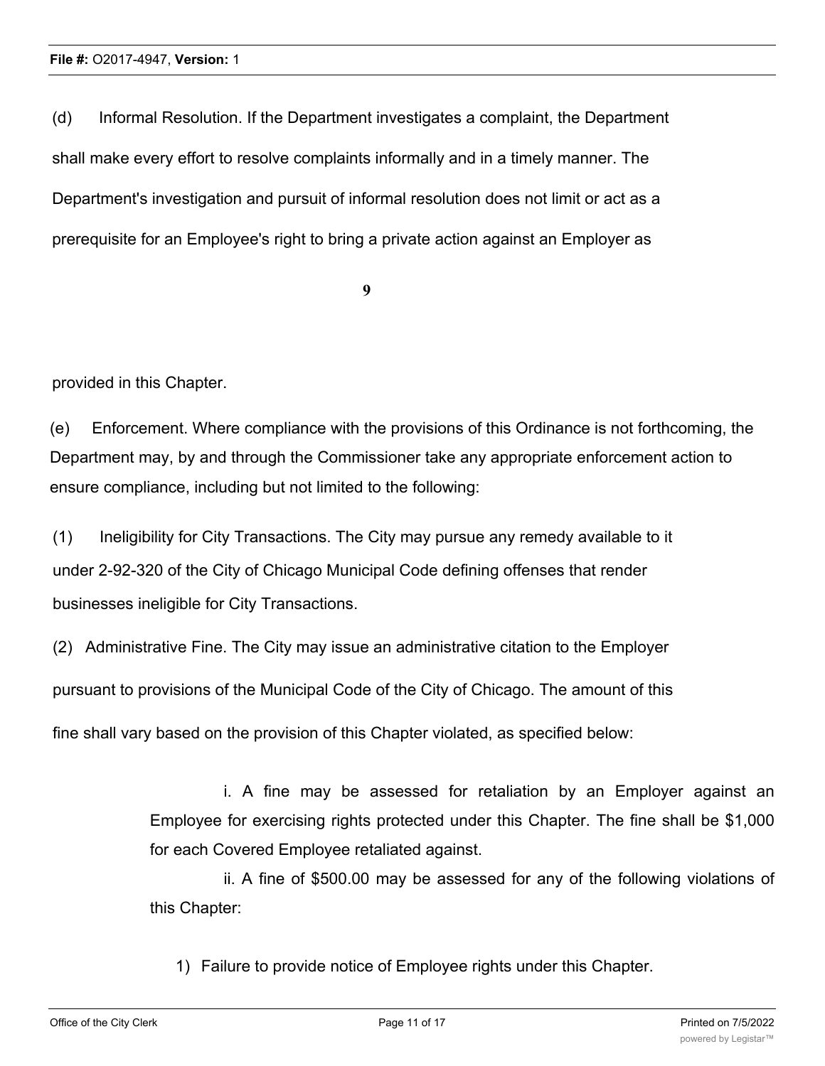(d) Informal Resolution. If the Department investigates a complaint, the Department shall make every effort to resolve complaints informally and in a timely manner. The Department's investigation and pursuit of informal resolution does not limit or act as a prerequisite for an Employee's right to bring a private action against an Employer as provided in this Chapter.

(e) Enforcement. Where compliance with the provisions of this Ordinance is not forthcoming, the Department may, by and through the Commissioner take any appropriate enforcement action to ensure compliance, including but not limited to the following:

(1) Ineligibility for City Transactions. The City may pursue any remedy available to it under 2-92-320 of the City of Chicago Municipal Code defining offenses that render businesses ineligible for City Transactions.

(2) Administrative Fine. The City may issue an administrative citation to the Employer pursuant to provisions of the Municipal Code of the City of Chicago. The amount of this fine shall vary based on the provision of this Chapter violated, as specified below:

i. A fine may be assessed for retaliation by an Employer against an Employee for exercising rights protected under this Chapter. The fine shall be $1,000 for each Covered Employee retaliated against.

ii. A fine of $500.00 may be assessed for any of the following violations of this Chapter:

1) Failure to provide notice of Employee rights under this Chapter.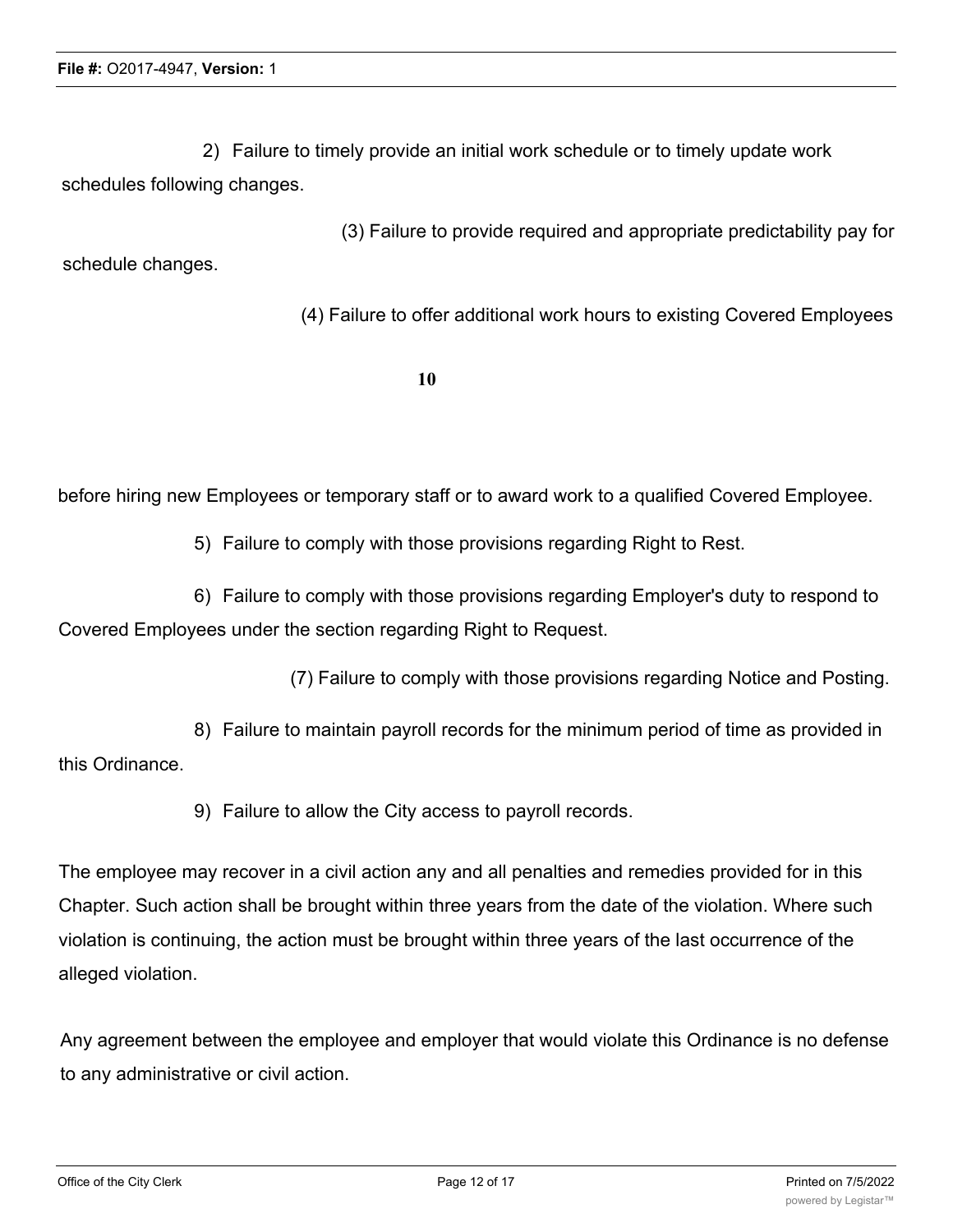2) Failure to timely provide an initial work schedule or to timely update work schedules following changes.

(3) Failure to provide required and appropriate predictability pay for schedule changes.

(4) Failure to offer additional work hours to existing Covered Employees before hiring new Employees or temporary staff or to award work to a qualified Covered Employee.

5) Failure to comply with those provisions regarding Right to Rest.

6) Failure to comply with those provisions regarding Employer's duty to respond to Covered Employees under the section regarding Right to Request.

(7) Failure to comply with those provisions regarding Notice and Posting.

8) Failure to maintain payroll records for the minimum period of time as provided in this Ordinance.

9) Failure to allow the City access to payroll records.

The employee may recover in a civil action any and all penalties and remedies provided for in this Chapter. Such action shall be brought within three years from the date of the violation. Where such violation is continuing, the action must be brought within three years of the last occurrence of the alleged violation.

Any agreement between the employee and employer that would violate this Ordinance is no defense to any administrative or civil action.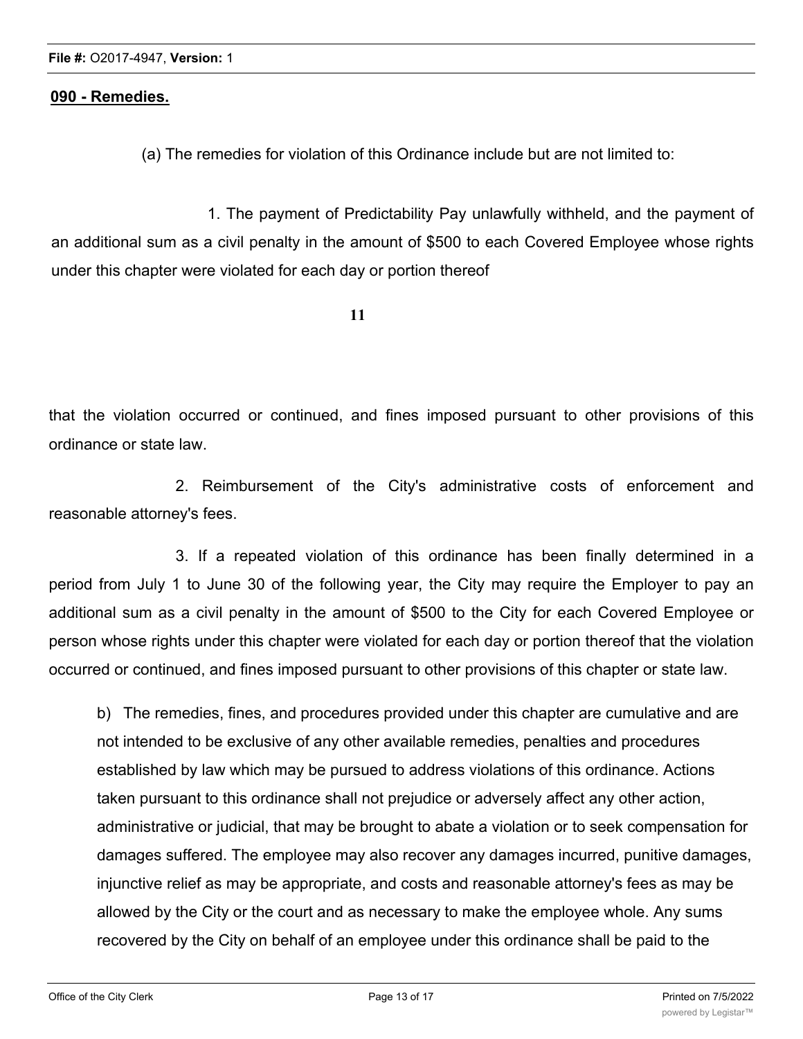**090 - Remedies.**

(a) The remedies for violation of this Ordinance include but are not limited to:

1. The payment of Predictability Pay unlawfully withheld, and the payment of an additional sum as a civil penalty in the amount of $500 to each Covered Employee whose rights under this chapter were violated for each day or portion thereof that the violation occurred or continued, and fines imposed pursuant to other provisions of this ordinance or state law.

2. Reimbursement of the City's administrative costs of enforcement and reasonable attorney's fees.

3. If a repeated violation of this ordinance has been finally determined in a period from July 1 to June 30 of the following year, the City may require the Employer to pay an additional sum as a civil penalty in the amount of $500 to the City for each Covered Employee or person whose rights under this chapter were violated for each day or portion thereof that the violation occurred or continued, and fines imposed pursuant to other provisions of this chapter or state law.

b) The remedies, fines, and procedures provided under this chapter are cumulative and are not intended to be exclusive of any other available remedies, penalties and procedures established by law which may be pursued to address violations of this ordinance. Actions taken pursuant to this ordinance shall not prejudice or adversely affect any other action, administrative or judicial, that may be brought to abate a violation or to seek compensation for damages suffered. The employee may also recover any damages incurred, punitive damages, injunctive relief as may be appropriate, and costs and reasonable attorney's fees as may be allowed by the City or the court and as necessary to make the employee whole. Any sums recovered by the City on behalf of an employee under this ordinance shall be paid to the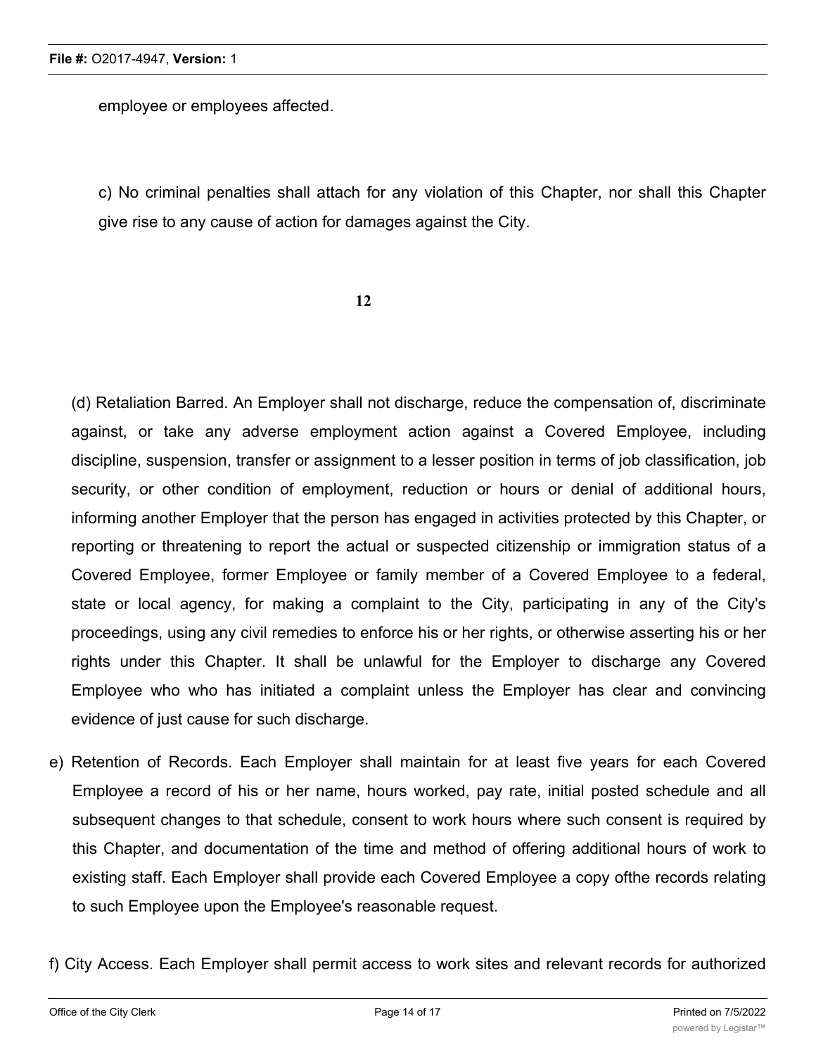employee or employees affected.

c) No criminal penalties shall attach for any violation of this Chapter, nor shall this Chapter give rise to any cause of action for damages against the City.

(d) Retaliation Barred. An Employer shall not discharge, reduce the compensation of, discriminate against, or take any adverse employment action against a Covered Employee, including discipline, suspension, transfer or assignment to a lesser position in terms of job classification, job security, or other condition of employment, reduction or hours or denial of additional hours, informing another Employer that the person has engaged in activities protected by this Chapter, or reporting or threatening to report the actual or suspected citizenship or immigration status of a Covered Employee, former Employee or family member of a Covered Employee to a federal, state or local agency, for making a complaint to the City, participating in any of the City's proceedings, using any civil remedies to enforce his or her rights, or otherwise asserting his or her rights under this Chapter. It shall be unlawful for the Employer to discharge any Covered Employee who who has initiated a complaint unless the Employer has clear and convincing evidence of just cause for such discharge.

e) Retention of Records. Each Employer shall maintain for at least five years for each Covered Employee a record of his or her name, hours worked, pay rate, initial posted schedule and all subsequent changes to that schedule, consent to work hours where such consent is required by this Chapter, and documentation of the time and method of offering additional hours of work to existing staff. Each Employer shall provide each Covered Employee a copy ofthe records relating to such Employee upon the Employee's reasonable request.

f) City Access. Each Employer shall permit access to work sites and relevant records for authorized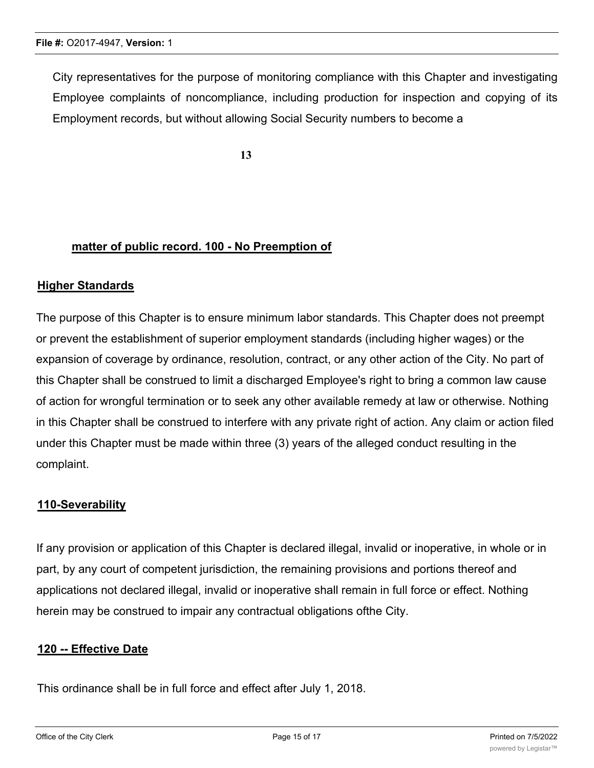City representatives for the purpose of monitoring compliance with this Chapter and investigating Employee complaints of noncompliance, including production for inspection and copying of its Employment records, but without allowing Social Security numbers to become a matter of public record.

**100 - No Preemption of Higher Standards**

The purpose of this Chapter is to ensure minimum labor standards. This Chapter does not preempt or prevent the establishment of superior employment standards (including higher wages) or the expansion of coverage by ordinance, resolution, contract, or any other action of the City. No part of this Chapter shall be construed to limit a discharged Employee's right to bring a common law cause of action for wrongful termination or to seek any other available remedy at law or otherwise. Nothing in this Chapter shall be construed to interfere with any private right of action. Any claim or action filed under this Chapter must be made within three (3) years of the alleged conduct resulting in the complaint.

**110-Severability**

If any provision or application of this Chapter is declared illegal, invalid or inoperative, in whole or in part, by any court of competent jurisdiction, the remaining provisions and portions thereof and applications not declared illegal, invalid or inoperative shall remain in full force or effect. Nothing herein may be construed to impair any contractual obligations ofthe City.

**120 -- Effective Date**

This ordinance shall be in full force and effect after July 1, 2018.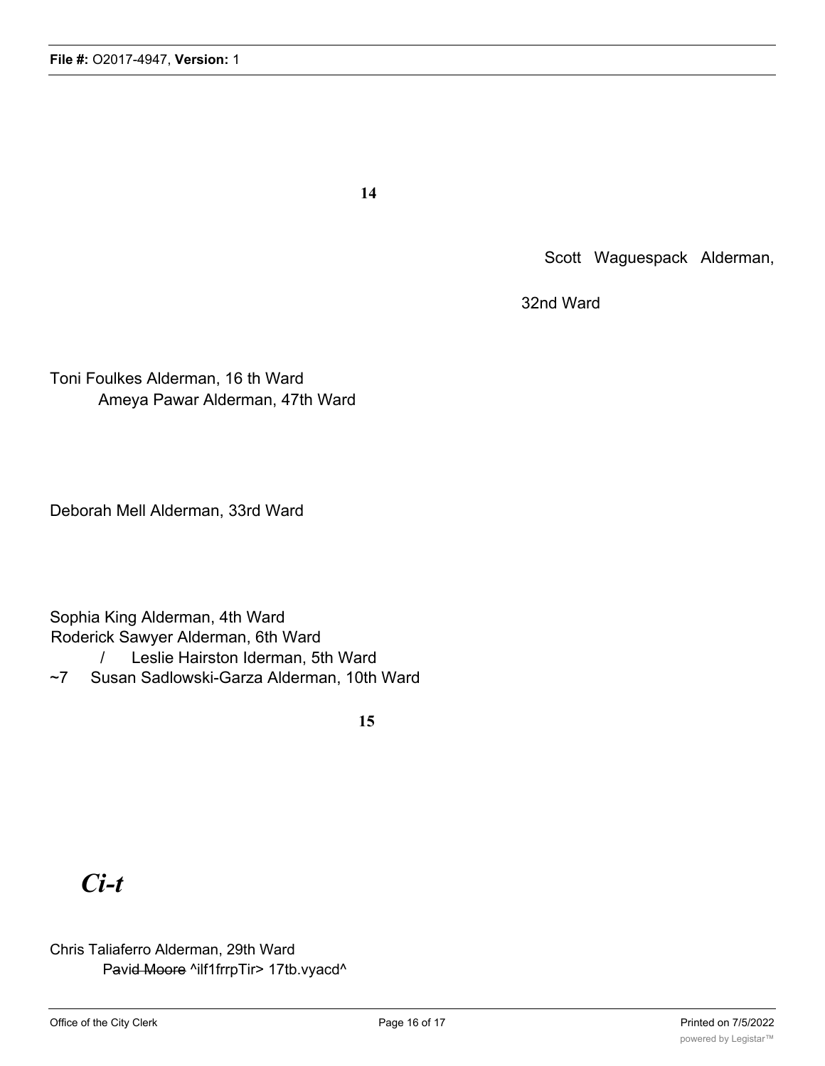14

Scott Waguespack Alderman,

32nd Ward

Toni Foulkes Alderman, 16 th Ward

Ameya Pawar Alderman, 47th Ward

Deborah Mell Alderman, 33rd Ward

Sophia King Alderman, 4th Ward

Roderick Sawyer Alderman, 6th Ward

/ Leslie Hairston Iderman, 5th Ward

~7 Susan Sadlowski-Garza Alderman, 10th Ward

15

***Ci-t***

Chris Taliaferro Alderman, 29th Ward

Pavid Moore ^ilf1frrpTir> 17tb.vyacd^